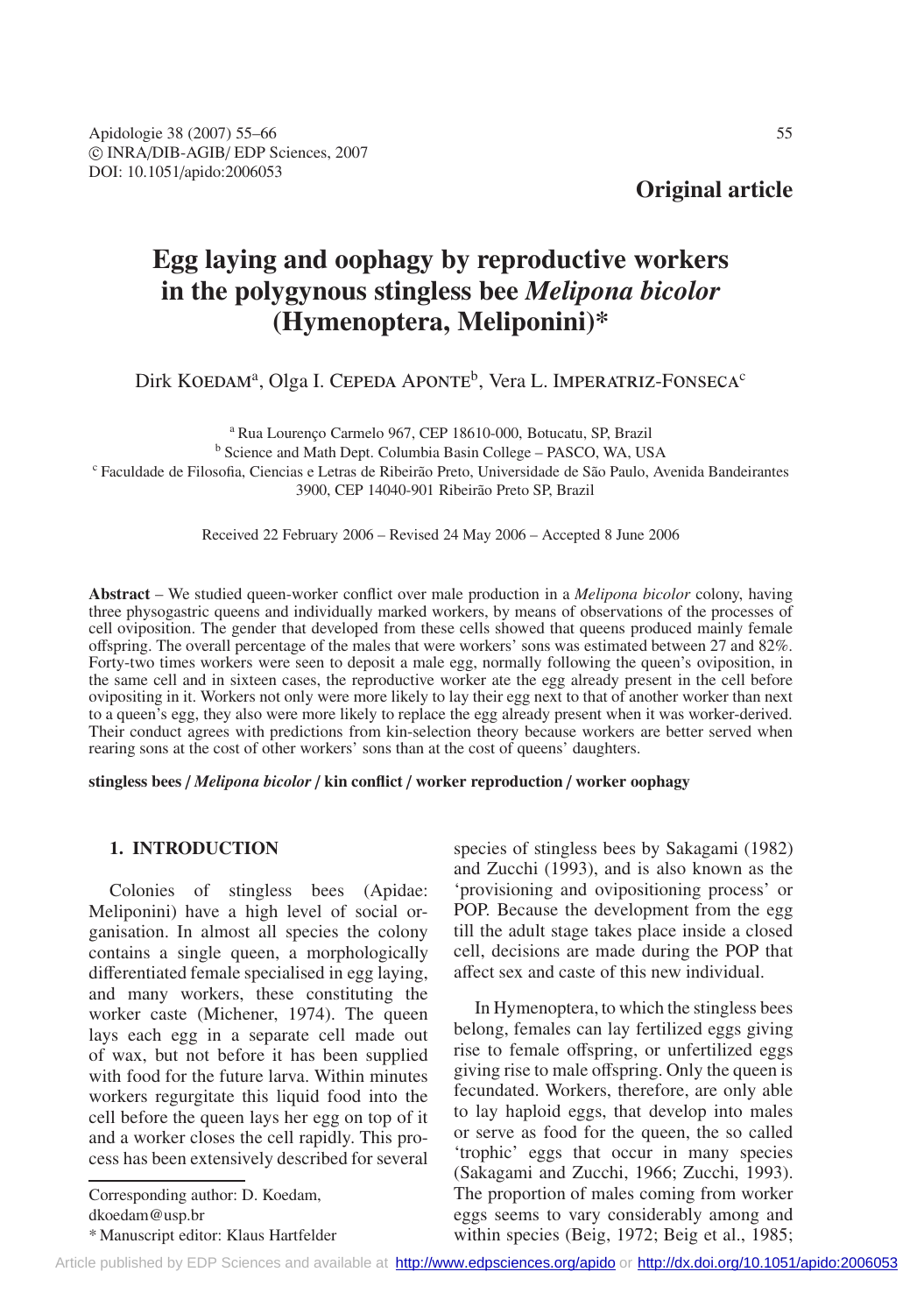Apidologie 38 (2007) 55–66
© INRA/DIB-AGIB/ EDP Sciences, 2007
DOI: 10.1051/apido:2006053

**Original article**

# Egg laying and oophagy by reproductive workers in the polygynous stingless bee *Melipona bicolor* (Hymenoptera, Meliponini)*

Dirk Koedam[a], Olga I. Cepeda Aponte[b], Vera L. Imperatriz-Fonseca[c]

[a] Rua Lourenço Carmelo 967, CEP 18610-000, Botucatu, SP, Brazil
[b] Science and Math Dept. Columbia Basin College – PASCO, WA, USA
[c] Faculdade de Filosofia, Ciencias e Letras de Ribeirão Preto, Universidade de São Paulo, Avenida Bandeirantes 3900, CEP 14040-901 Ribeirão Preto SP, Brazil

Received 22 February 2006 – Revised 24 May 2006 – Accepted 8 June 2006

**Abstract** – We studied queen-worker conflict over male production in a *Melipona bicolor* colony, having three physogastric queens and individually marked workers, by means of observations of the processes of cell oviposition. The gender that developed from these cells showed that queens produced mainly female offspring. The overall percentage of the males that were workers' sons was estimated between 27 and 82%. Forty-two times workers were seen to deposit a male egg, normally following the queen's oviposition, in the same cell and in sixteen cases, the reproductive worker ate the egg already present in the cell before ovipositing in it. Workers not only were more likely to lay their egg next to that of another worker than next to a queen's egg, they also were more likely to replace the egg already present when it was worker-derived. Their conduct agrees with predictions from kin-selection theory because workers are better served when rearing sons at the cost of other workers' sons than at the cost of queens' daughters.

**stingless bees / *Melipona bicolor* / kin conflict / worker reproduction / worker oophagy**

## 1. INTRODUCTION

Colonies of stingless bees (Apidae: Meliponini) have a high level of social organisation. In almost all species the colony contains a single queen, a morphologically differentiated female specialised in egg laying, and many workers, these constituting the worker caste (Michener, 1974). The queen lays each egg in a separate cell made out of wax, but not before it has been supplied with food for the future larva. Within minutes workers regurgitate this liquid food into the cell before the queen lays her egg on top of it and a worker closes the cell rapidly. This process has been extensively described for several species of stingless bees by Sakagami (1982) and Zucchi (1993), and is also known as the 'provisioning and ovipositioning process' or POP. Because the development from the egg till the adult stage takes place inside a closed cell, decisions are made during the POP that affect sex and caste of this new individual.

In Hymenoptera, to which the stingless bees belong, females can lay fertilized eggs giving rise to female offspring, or unfertilized eggs giving rise to male offspring. Only the queen is fecundated. Workers, therefore, are only able to lay haploid eggs, that develop into males or serve as food for the queen, the so called 'trophic' eggs that occur in many species (Sakagami and Zucchi, 1966; Zucchi, 1993). The proportion of males coming from worker eggs seems to vary considerably among and within species (Beig, 1972; Beig et al., 1985;

Corresponding author: D. Koedam, dkoedam@usp.br
* Manuscript editor: Klaus Hartfelder

Article published by EDP Sciences and available at http://www.edpsciences.org/apido or http://dx.doi.org/10.1051/apido:2006053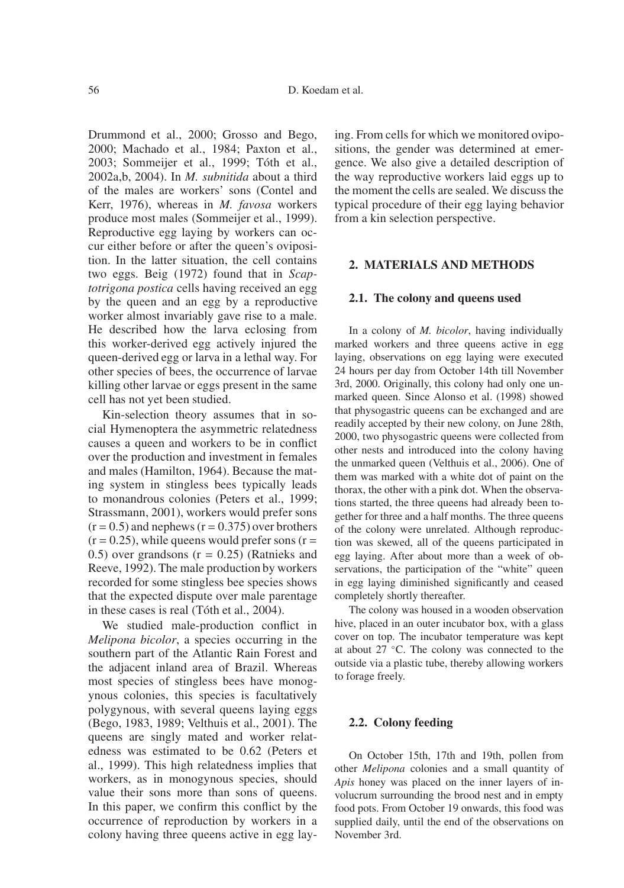Drummond et al., 2000; Grosso and Bego, 2000; Machado et al., 1984; Paxton et al., 2003; Sommeijer et al., 1999; Tóth et al., 2002a,b, 2004). In *M. subnitida* about a third of the males are workers' sons (Contel and Kerr, 1976), whereas in *M. favosa* workers produce most males (Sommeijer et al., 1999). Reproductive egg laying by workers can occur either before or after the queen's oviposition. In the latter situation, the cell contains two eggs. Beig (1972) found that in *Scaptotrigona postica* cells having received an egg by the queen and an egg by a reproductive worker almost invariably gave rise to a male. He described how the larva eclosing from this worker-derived egg actively injured the queen-derived egg or larva in a lethal way. For other species of bees, the occurrence of larvae killing other larvae or eggs present in the same cell has not yet been studied.

Kin-selection theory assumes that in social Hymenoptera the asymmetric relatedness causes a queen and workers to be in conflict over the production and investment in females and males (Hamilton, 1964). Because the mating system in stingless bees typically leads to monandrous colonies (Peters et al., 1999; Strassmann, 2001), workers would prefer sons ($r = 0.5$) and nephews ($r = 0.375$) over brothers ($r = 0.25$), while queens would prefer sons ($r = 0.5$) over grandsons ($r = 0.25$) (Ratnieks and Reeve, 1992). The male production by workers recorded for some stingless bee species shows that the expected dispute over male parentage in these cases is real (Tóth et al., 2004).

We studied male-production conflict in *Melipona bicolor*, a species occurring in the southern part of the Atlantic Rain Forest and the adjacent inland area of Brazil. Whereas most species of stingless bees have monogynous colonies, this species is facultatively polygynous, with several queens laying eggs (Bego, 1983, 1989; Velthuis et al., 2001). The queens are singly mated and worker relatedness was estimated to be 0.62 (Peters et al., 1999). This high relatedness implies that workers, as in monogynous species, should value their sons more than sons of queens. In this paper, we confirm this conflict by the occurrence of reproduction by workers in a colony having three queens active in egg laying. From cells for which we monitored ovipositions, the gender was determined at emergence. We also give a detailed description of the way reproductive workers laid eggs up to the moment the cells are sealed. We discuss the typical procedure of their egg laying behavior from a kin selection perspective.

## 2. MATERIALS AND METHODS

### 2.1. The colony and queens used

In a colony of *M. bicolor*, having individually marked workers and three queens active in egg laying, observations on egg laying were executed 24 hours per day from October 14th till November 3rd, 2000. Originally, this colony had only one unmarked queen. Since Alonso et al. (1998) showed that physogastric queens can be exchanged and are readily accepted by their new colony, on June 28th, 2000, two physogastric queens were collected from other nests and introduced into the colony having the unmarked queen (Velthuis et al., 2006). One of them was marked with a white dot of paint on the thorax, the other with a pink dot. When the observations started, the three queens had already been together for three and a half months. The three queens of the colony were unrelated. Although reproduction was skewed, all of the queens participated in egg laying. After about more than a week of observations, the participation of the "white" queen in egg laying diminished significantly and ceased completely shortly thereafter.

The colony was housed in a wooden observation hive, placed in an outer incubator box, with a glass cover on top. The incubator temperature was kept at about 27 °C. The colony was connected to the outside via a plastic tube, thereby allowing workers to forage freely.

### 2.2. Colony feeding

On October 15th, 17th and 19th, pollen from other *Melipona* colonies and a small quantity of *Apis* honey was placed on the inner layers of involucrum surrounding the brood nest and in empty food pots. From October 19 onwards, this food was supplied daily, until the end of the observations on November 3rd.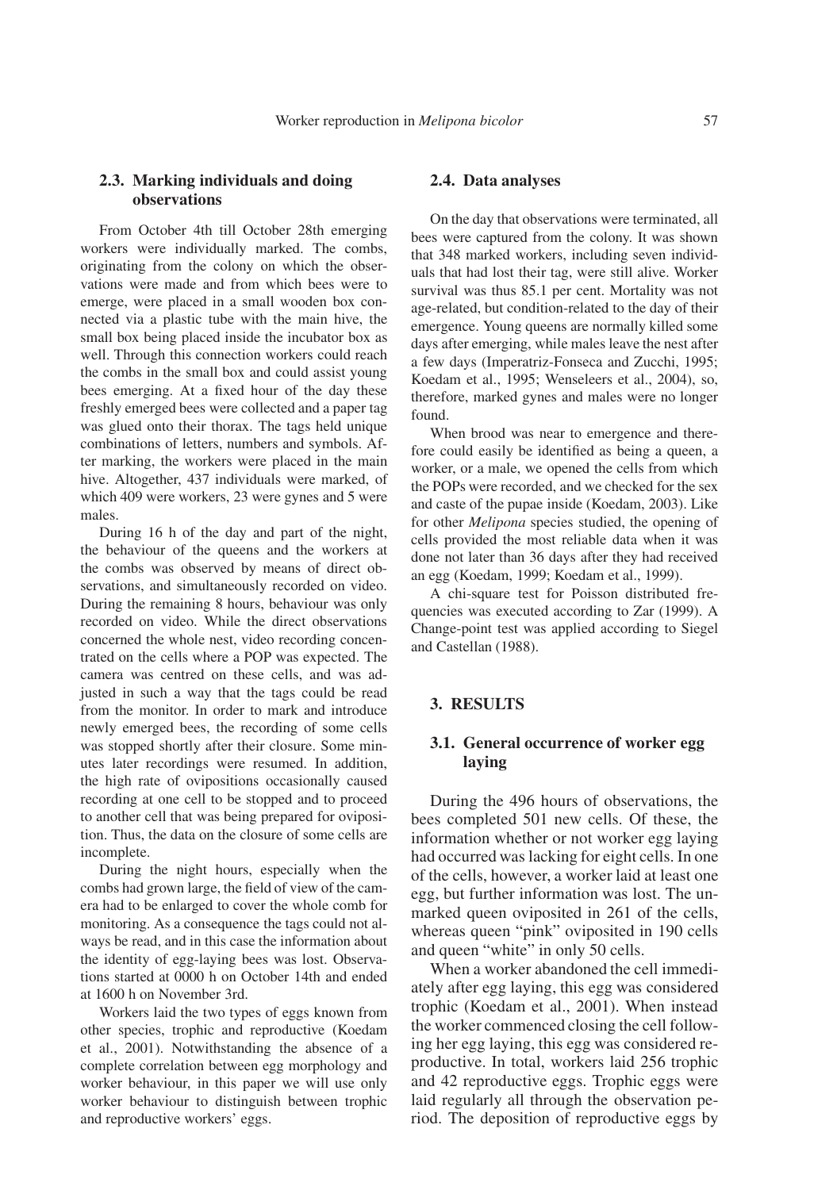### 2.3. Marking individuals and doing observations

From October 4th till October 28th emerging workers were individually marked. The combs, originating from the colony on which the observations were made and from which bees were to emerge, were placed in a small wooden box connected via a plastic tube with the main hive, the small box being placed inside the incubator box as well. Through this connection workers could reach the combs in the small box and could assist young bees emerging. At a fixed hour of the day these freshly emerged bees were collected and a paper tag was glued onto their thorax. The tags held unique combinations of letters, numbers and symbols. After marking, the workers were placed in the main hive. Altogether, 437 individuals were marked, of which 409 were workers, 23 were gynes and 5 were males.

During 16 h of the day and part of the night, the behaviour of the queens and the workers at the combs was observed by means of direct observations, and simultaneously recorded on video. During the remaining 8 hours, behaviour was only recorded on video. While the direct observations concerned the whole nest, video recording concentrated on the cells where a POP was expected. The camera was centred on these cells, and was adjusted in such a way that the tags could be read from the monitor. In order to mark and introduce newly emerged bees, the recording of some cells was stopped shortly after their closure. Some minutes later recordings were resumed. In addition, the high rate of ovipositions occasionally caused recording at one cell to be stopped and to proceed to another cell that was being prepared for oviposition. Thus, the data on the closure of some cells are incomplete.

During the night hours, especially when the combs had grown large, the field of view of the camera had to be enlarged to cover the whole comb for monitoring. As a consequence the tags could not always be read, and in this case the information about the identity of egg-laying bees was lost. Observations started at 0000 h on October 14th and ended at 1600 h on November 3rd.

Workers laid the two types of eggs known from other species, trophic and reproductive (Koedam et al., 2001). Notwithstanding the absence of a complete correlation between egg morphology and worker behaviour, in this paper we will use only worker behaviour to distinguish between trophic and reproductive workers' eggs.

### 2.4. Data analyses

On the day that observations were terminated, all bees were captured from the colony. It was shown that 348 marked workers, including seven individuals that had lost their tag, were still alive. Worker survival was thus 85.1 per cent. Mortality was not age-related, but condition-related to the day of their emergence. Young queens are normally killed some days after emerging, while males leave the nest after a few days (Imperatriz-Fonseca and Zucchi, 1995; Koedam et al., 1995; Wenseleers et al., 2004), so, therefore, marked gynes and males were no longer found.

When brood was near to emergence and therefore could easily be identified as being a queen, a worker, or a male, we opened the cells from which the POPs were recorded, and we checked for the sex and caste of the pupae inside (Koedam, 2003). Like for other *Melipona* species studied, the opening of cells provided the most reliable data when it was done not later than 36 days after they had received an egg (Koedam, 1999; Koedam et al., 1999).

A chi-square test for Poisson distributed frequencies was executed according to Zar (1999). A Change-point test was applied according to Siegel and Castellan (1988).

## 3. RESULTS

### 3.1. General occurrence of worker egg laying

During the 496 hours of observations, the bees completed 501 new cells. Of these, the information whether or not worker egg laying had occurred was lacking for eight cells. In one of the cells, however, a worker laid at least one egg, but further information was lost. The unmarked queen oviposited in 261 of the cells, whereas queen "pink" oviposited in 190 cells and queen "white" in only 50 cells.

When a worker abandoned the cell immediately after egg laying, this egg was considered trophic (Koedam et al., 2001). When instead the worker commenced closing the cell following her egg laying, this egg was considered reproductive. In total, workers laid 256 trophic and 42 reproductive eggs. Trophic eggs were laid regularly all through the observation period. The deposition of reproductive eggs by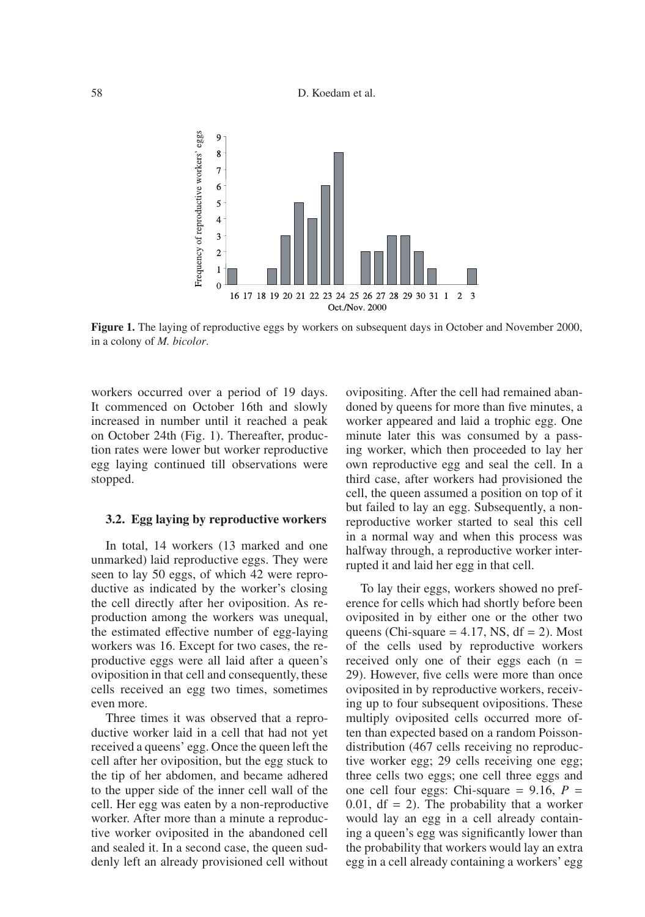9
8
7
6
5
4
3
2
1
0

Frequency of reproductive workers' eggs

16 17 18 19 20 21 22 23 24 25 26 27 28 29 30 31 1 2 3

Oct./Nov. 2000

**Figure 1.** The laying of reproductive eggs by workers on subsequent days in October and November 2000, in a colony of *M. bicolor*.

workers occurred over a period of 19 days. It commenced on October 16th and slowly increased in number until it reached a peak on October 24th (Fig. 1). Thereafter, production rates were lower but worker reproductive egg laying continued till observations were stopped.

### 3.2. Egg laying by reproductive workers

In total, 14 workers (13 marked and one unmarked) laid reproductive eggs. They were seen to lay 50 eggs, of which 42 were reproductive as indicated by the worker's closing the cell directly after her oviposition. As reproduction among the workers was unequal, the estimated effective number of egg-laying workers was 16. Except for two cases, the reproductive eggs were all laid after a queen's oviposition in that cell and consequently, these cells received an egg two times, sometimes even more.

Three times it was observed that a reproductive worker laid in a cell that had not yet received a queens' egg. Once the queen left the cell after her oviposition, but the egg stuck to the tip of her abdomen, and became adhered to the upper side of the inner cell wall of the cell. Her egg was eaten by a non-reproductive worker. After more than a minute a reproductive worker oviposited in the abandoned cell and sealed it. In a second case, the queen suddenly left an already provisioned cell without ovipositing. After the cell had remained abandoned by queens for more than five minutes, a worker appeared and laid a trophic egg. One minute later this was consumed by a passing worker, which then proceeded to lay her own reproductive egg and seal the cell. In a third case, after workers had provisioned the cell, the queen assumed a position on top of it but failed to lay an egg. Subsequently, a non-reproductive worker started to seal this cell in a normal way and when this process was halfway through, a reproductive worker interrupted it and laid her egg in that cell.

To lay their eggs, workers showed no preference for cells which had shortly before been oviposited in by either one or the other two queens (Chi-square = 4.17, NS, df = 2). Most of the cells used by reproductive workers received only one of their eggs each (n = 29). However, five cells were more than once oviposited in by reproductive workers, receiving up to four subsequent ovipositions. These multiply oviposited cells occurred more often than expected based on a random Poisson-distribution (467 cells receiving no reproductive worker egg; 29 cells receiving one egg; three cells two eggs; one cell three eggs and one cell four eggs: Chi-square = 9.16, $P$ = 0.01, df = 2). The probability that a worker would lay an egg in a cell already containing a queen's egg was significantly lower than the probability that workers would lay an extra egg in a cell already containing a workers' egg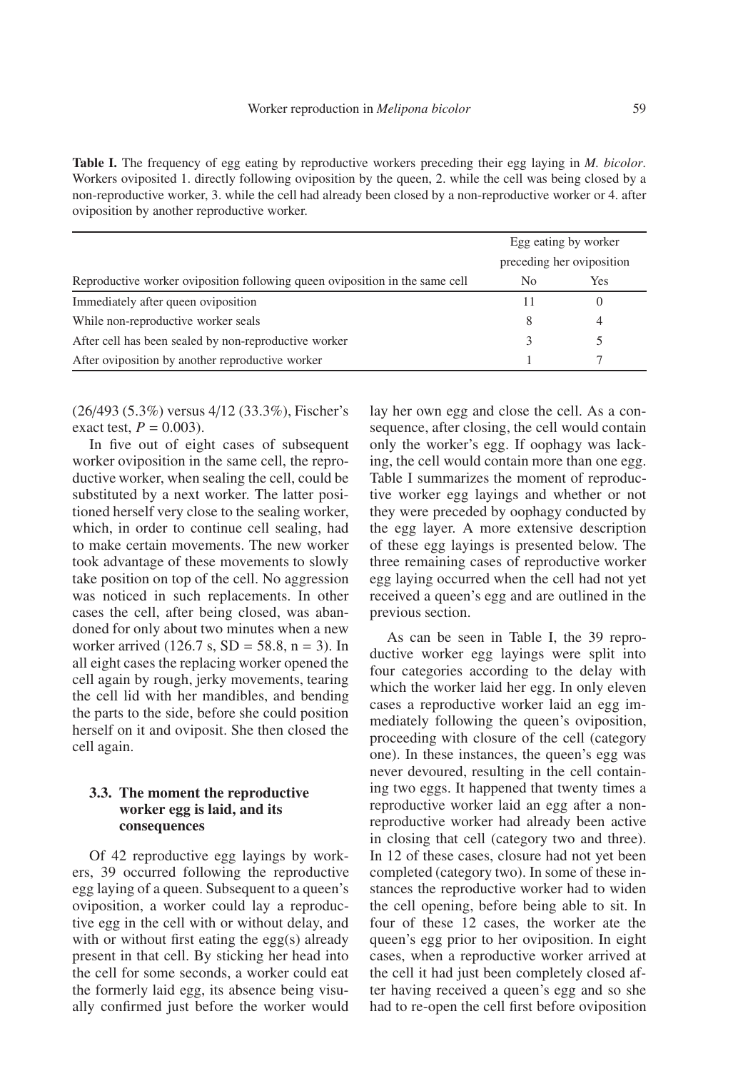**Table I.** The frequency of egg eating by reproductive workers preceding their egg laying in *M. bicolor*. Workers oviposited 1. directly following oviposition by the queen, 2. while the cell was being closed by a non-reproductive worker, 3. while the cell had already been closed by a non-reproductive worker or 4. after oviposition by another reproductive worker.

| | Egg eating by worker preceding her oviposition | |
|---|---|---|
| Reproductive worker oviposition following queen oviposition in the same cell | No | Yes |
| Immediately after queen oviposition | 11 | 0 |
| While non-reproductive worker seals | 8 | 4 |
| After cell has been sealed by non-reproductive worker | 3 | 5 |
| After oviposition by another reproductive worker | 1 | 7 |

(26/493 (5.3%) versus 4/12 (33.3%), Fischer's exact test, $P = 0.003$).

In five out of eight cases of subsequent worker oviposition in the same cell, the reproductive worker, when sealing the cell, could be substituted by a next worker. The latter positioned herself very close to the sealing worker, which, in order to continue cell sealing, had to make certain movements. The new worker took advantage of these movements to slowly take position on top of the cell. No aggression was noticed in such replacements. In other cases the cell, after being closed, was abandoned for only about two minutes when a new worker arrived (126.7 s, SD = 58.8, n = 3). In all eight cases the replacing worker opened the cell again by rough, jerky movements, tearing the cell lid with her mandibles, and bending the parts to the side, before she could position herself on it and oviposit. She then closed the cell again.

### 3.3. The moment the reproductive worker egg is laid, and its consequences

Of 42 reproductive egg layings by workers, 39 occurred following the reproductive egg laying of a queen. Subsequent to a queen's oviposition, a worker could lay a reproductive egg in the cell with or without delay, and with or without first eating the egg(s) already present in that cell. By sticking her head into the cell for some seconds, a worker could eat the formerly laid egg, its absence being visually confirmed just before the worker would lay her own egg and close the cell. As a consequence, after closing, the cell would contain only the worker's egg. If oophagy was lacking, the cell would contain more than one egg. Table I summarizes the moment of reproductive worker egg layings and whether or not they were preceded by oophagy conducted by the egg layer. A more extensive description of these egg layings is presented below. The three remaining cases of reproductive worker egg laying occurred when the cell had not yet received a queen's egg and are outlined in the previous section.

As can be seen in Table I, the 39 reproductive worker egg layings were split into four categories according to the delay with which the worker laid her egg. In only eleven cases a reproductive worker laid an egg immediately following the queen's oviposition, proceeding with closure of the cell (category one). In these instances, the queen's egg was never devoured, resulting in the cell containing two eggs. It happened that twenty times a reproductive worker laid an egg after a non-reproductive worker had already been active in closing that cell (category two and three). In 12 of these cases, closure had not yet been completed (category two). In some of these instances the reproductive worker had to widen the cell opening, before being able to sit. In four of these 12 cases, the worker ate the queen's egg prior to her oviposition. In eight cases, when a reproductive worker arrived at the cell it had just been completely closed after having received a queen's egg and so she had to re-open the cell first before oviposition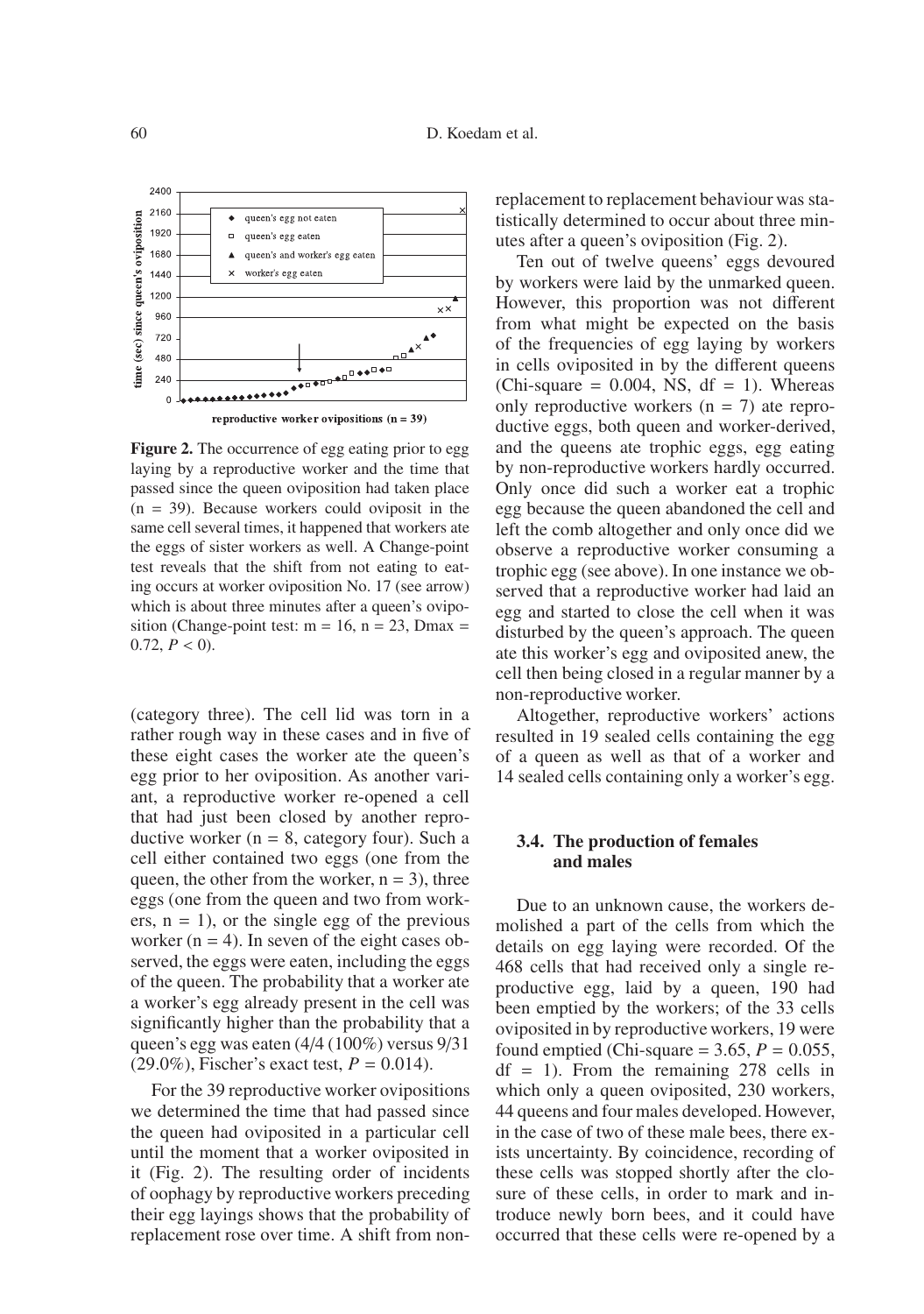**Figure 2.** The occurrence of egg eating prior to egg laying by a reproductive worker and the time that passed since the queen oviposition had taken place (n = 39). Because workers could oviposit in the same cell several times, it happened that workers ate the eggs of sister workers as well. A Change-point test reveals that the shift from not eating to eating occurs at worker oviposition No. 17 (see arrow) which is about three minutes after a queen's oviposition (Change-point test: m = 16, n = 23, Dmax = 0.72, $P < 0$).

(category three). The cell lid was torn in a rather rough way in these cases and in five of these eight cases the worker ate the queen's egg prior to her oviposition. As another variant, a reproductive worker re-opened a cell that had just been closed by another reproductive worker (n = 8, category four). Such a cell either contained two eggs (one from the queen, the other from the worker, n = 3), three eggs (one from the queen and two from workers, n = 1), or the single egg of the previous worker (n = 4). In seven of the eight cases observed, the eggs were eaten, including the eggs of the queen. The probability that a worker ate a worker's egg already present in the cell was significantly higher than the probability that a queen's egg was eaten (4/4 (100%) versus 9/31 (29.0%), Fischer's exact test, $P = 0.014$).

For the 39 reproductive worker ovipositions we determined the time that had passed since the queen had oviposited in a particular cell until the moment that a worker oviposited in it (Fig. 2). The resulting order of incidents of oophagy by reproductive workers preceding their egg layings shows that the probability of replacement rose over time. A shift from non-replacement to replacement behaviour was statistically determined to occur about three minutes after a queen's oviposition (Fig. 2).

Ten out of twelve queens' eggs devoured by workers were laid by the unmarked queen. However, this proportion was not different from what might be expected on the basis of the frequencies of egg laying by workers in cells oviposited in by the different queens (Chi-square = 0.004, NS, df = 1). Whereas only reproductive workers (n = 7) ate reproductive eggs, both queen and worker-derived, and the queens ate trophic eggs, egg eating by non-reproductive workers hardly occurred. Only once did such a worker eat a trophic egg because the queen abandoned the cell and left the comb altogether and only once did we observe a reproductive worker consuming a trophic egg (see above). In one instance we observed that a reproductive worker had laid an egg and started to close the cell when it was disturbed by the queen's approach. The queen ate this worker's egg and oviposited anew, the cell then being closed in a regular manner by a non-reproductive worker.

Altogether, reproductive workers' actions resulted in 19 sealed cells containing the egg of a queen as well as that of a worker and 14 sealed cells containing only a worker's egg.

### 3.4. The production of females and males

Due to an unknown cause, the workers demolished a part of the cells from which the details on egg laying were recorded. Of the 468 cells that had received only a single reproductive egg, laid by a queen, 190 had been emptied by the workers; of the 33 cells oviposited in by reproductive workers, 19 were found emptied (Chi-square = 3.65, $P = 0.055$, df = 1). From the remaining 278 cells in which only a queen oviposited, 230 workers, 44 queens and four males developed. However, in the case of two of these male bees, there exists uncertainty. By coincidence, recording of these cells was stopped shortly after the closure of these cells, in order to mark and introduce newly born bees, and it could have occurred that these cells were re-opened by a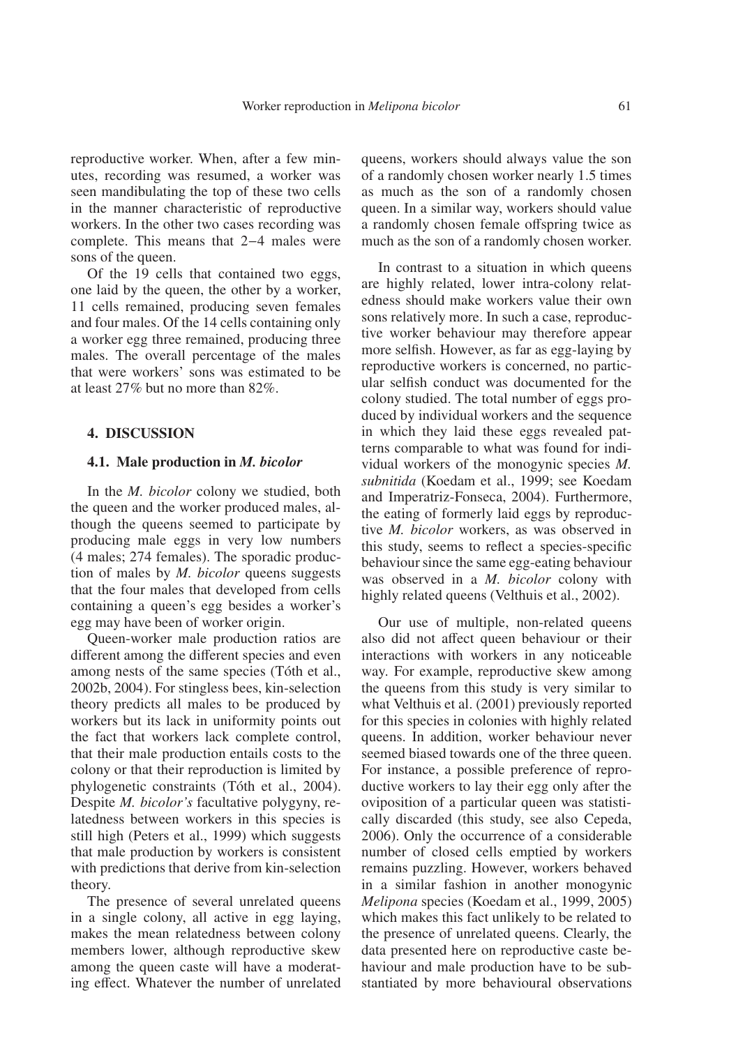reproductive worker. When, after a few minutes, recording was resumed, a worker was seen mandibulating the top of these two cells in the manner characteristic of reproductive workers. In the other two cases recording was complete. This means that 2–4 males were sons of the queen.

Of the 19 cells that contained two eggs, one laid by the queen, the other by a worker, 11 cells remained, producing seven females and four males. Of the 14 cells containing only a worker egg three remained, producing three males. The overall percentage of the males that were workers' sons was estimated to be at least 27% but no more than 82%.

## 4. DISCUSSION

### 4.1. Male production in *M. bicolor*

In the *M. bicolor* colony we studied, both the queen and the worker produced males, although the queens seemed to participate by producing male eggs in very low numbers (4 males; 274 females). The sporadic production of males by *M. bicolor* queens suggests that the four males that developed from cells containing a queen's egg besides a worker's egg may have been of worker origin.

Queen-worker male production ratios are different among the different species and even among nests of the same species (Tóth et al., 2002b, 2004). For stingless bees, kin-selection theory predicts all males to be produced by workers but its lack in uniformity points out the fact that workers lack complete control, that their male production entails costs to the colony or that their reproduction is limited by phylogenetic constraints (Tóth et al., 2004). Despite *M. bicolor's* facultative polygyny, relatedness between workers in this species is still high (Peters et al., 1999) which suggests that male production by workers is consistent with predictions that derive from kin-selection theory.

The presence of several unrelated queens in a single colony, all active in egg laying, makes the mean relatedness between colony members lower, although reproductive skew among the queen caste will have a moderating effect. Whatever the number of unrelated queens, workers should always value the son of a randomly chosen worker nearly 1.5 times as much as the son of a randomly chosen queen. In a similar way, workers should value a randomly chosen female offspring twice as much as the son of a randomly chosen worker.

In contrast to a situation in which queens are highly related, lower intra-colony relatedness should make workers value their own sons relatively more. In such a case, reproductive worker behaviour may therefore appear more selfish. However, as far as egg-laying by reproductive workers is concerned, no particular selfish conduct was documented for the colony studied. The total number of eggs produced by individual workers and the sequence in which they laid these eggs revealed patterns comparable to what was found for individual workers of the monogynic species *M. subnitida* (Koedam et al., 1999; see Koedam and Imperatriz-Fonseca, 2004). Furthermore, the eating of formerly laid eggs by reproductive *M. bicolor* workers, as was observed in this study, seems to reflect a species-specific behaviour since the same egg-eating behaviour was observed in a *M. bicolor* colony with highly related queens (Velthuis et al., 2002).

Our use of multiple, non-related queens also did not affect queen behaviour or their interactions with workers in any noticeable way. For example, reproductive skew among the queens from this study is very similar to what Velthuis et al. (2001) previously reported for this species in colonies with highly related queens. In addition, worker behaviour never seemed biased towards one of the three queen. For instance, a possible preference of reproductive workers to lay their egg only after the oviposition of a particular queen was statistically discarded (this study, see also Cepeda, 2006). Only the occurrence of a considerable number of closed cells emptied by workers remains puzzling. However, workers behaved in a similar fashion in another monogynic *Melipona* species (Koedam et al., 1999, 2005) which makes this fact unlikely to be related to the presence of unrelated queens. Clearly, the data presented here on reproductive caste behaviour and male production have to be substantiated by more behavioural observations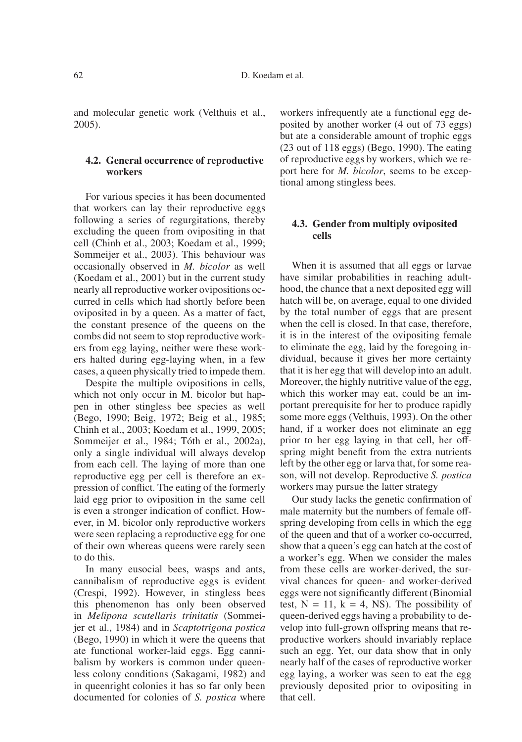and molecular genetic work (Velthuis et al., 2005).

### 4.2. General occurrence of reproductive workers

For various species it has been documented that workers can lay their reproductive eggs following a series of regurgitations, thereby excluding the queen from ovipositing in that cell (Chinh et al., 2003; Koedam et al., 1999; Sommeijer et al., 2003). This behaviour was occasionally observed in *M. bicolor* as well (Koedam et al., 2001) but in the current study nearly all reproductive worker ovipositions occurred in cells which had shortly before been oviposited in by a queen. As a matter of fact, the constant presence of the queens on the combs did not seem to stop reproductive workers from egg laying, neither were these workers halted during egg-laying when, in a few cases, a queen physically tried to impede them.

Despite the multiple ovipositions in cells, which not only occur in M. bicolor but happen in other stingless bee species as well (Bego, 1990; Beig, 1972; Beig et al., 1985; Chinh et al., 2003; Koedam et al., 1999, 2005; Sommeijer et al., 1984; Tóth et al., 2002a), only a single individual will always develop from each cell. The laying of more than one reproductive egg per cell is therefore an expression of conflict. The eating of the formerly laid egg prior to oviposition in the same cell is even a stronger indication of conflict. However, in M. bicolor only reproductive workers were seen replacing a reproductive egg for one of their own whereas queens were rarely seen to do this.

In many eusocial bees, wasps and ants, cannibalism of reproductive eggs is evident (Crespi, 1992). However, in stingless bees this phenomenon has only been observed in *Melipona scutellaris trinitatis* (Sommeijer et al., 1984) and in *Scaptotrigona postica* (Bego, 1990) in which it were the queens that ate functional worker-laid eggs. Egg cannibalism by workers is common under queenless colony conditions (Sakagami, 1982) and in queenright colonies it has so far only been documented for colonies of *S. postica* where workers infrequently ate a functional egg deposited by another worker (4 out of 73 eggs) but ate a considerable amount of trophic eggs (23 out of 118 eggs) (Bego, 1990). The eating of reproductive eggs by workers, which we report here for *M. bicolor*, seems to be exceptional among stingless bees.

### 4.3. Gender from multiply oviposited cells

When it is assumed that all eggs or larvae have similar probabilities in reaching adulthood, the chance that a next deposited egg will hatch will be, on average, equal to one divided by the total number of eggs that are present when the cell is closed. In that case, therefore, it is in the interest of the ovipositing female to eliminate the egg, laid by the foregoing individual, because it gives her more certainty that it is her egg that will develop into an adult. Moreover, the highly nutritive value of the egg, which this worker may eat, could be an important prerequisite for her to produce rapidly some more eggs (Velthuis, 1993). On the other hand, if a worker does not eliminate an egg prior to her egg laying in that cell, her offspring might benefit from the extra nutrients left by the other egg or larva that, for some reason, will not develop. Reproductive *S. postica* workers may pursue the latter strategy

Our study lacks the genetic confirmation of male maternity but the numbers of female offspring developing from cells in which the egg of the queen and that of a worker co-occurred, show that a queen's egg can hatch at the cost of a worker's egg. When we consider the males from these cells are worker-derived, the survival chances for queen- and worker-derived eggs were not significantly different (Binomial test, $N = 11$, $k = 4$, NS). The possibility of queen-derived eggs having a probability to develop into full-grown offspring means that reproductive workers should invariably replace such an egg. Yet, our data show that in only nearly half of the cases of reproductive worker egg laying, a worker was seen to eat the egg previously deposited prior to ovipositing in that cell.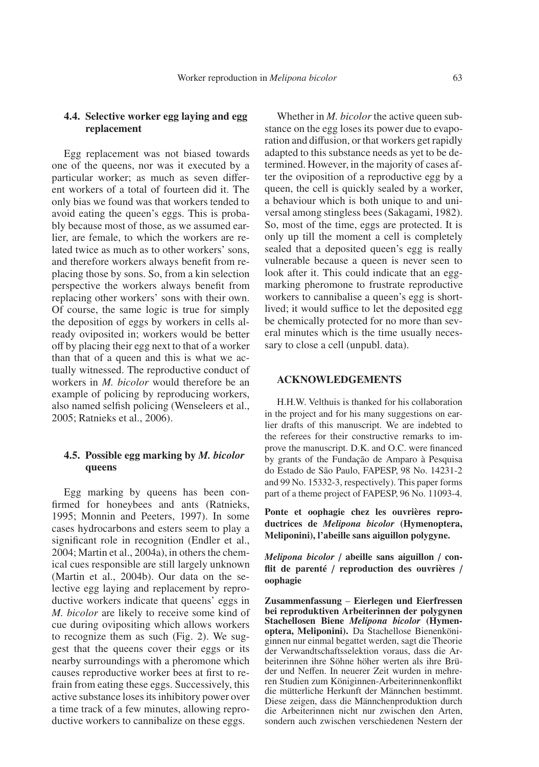### 4.4. Selective worker egg laying and egg replacement

Egg replacement was not biased towards one of the queens, nor was it executed by a particular worker; as much as seven different workers of a total of fourteen did it. The only bias we found was that workers tended to avoid eating the queen's eggs. This is probably because most of those, as we assumed earlier, are female, to which the workers are related twice as much as to other workers' sons, and therefore workers always benefit from replacing those by sons. So, from a kin selection perspective the workers always benefit from replacing other workers' sons with their own. Of course, the same logic is true for simply the deposition of eggs by workers in cells already oviposited in; workers would be better off by placing their egg next to that of a worker than that of a queen and this is what we actually witnessed. The reproductive conduct of workers in *M. bicolor* would therefore be an example of policing by reproducing workers, also named selfish policing (Wenseleers et al., 2005; Ratnieks et al., 2006).

### 4.5. Possible egg marking by *M. bicolor* queens

Egg marking by queens has been confirmed for honeybees and ants (Ratnieks, 1995; Monnin and Peeters, 1997). In some cases hydrocarbons and esters seem to play a significant role in recognition (Endler et al., 2004; Martin et al., 2004a), in others the chemical cues responsible are still largely unknown (Martin et al., 2004b). Our data on the selective egg laying and replacement by reproductive workers indicate that queens' eggs in *M. bicolor* are likely to receive some kind of cue during ovipositing which allows workers to recognize them as such (Fig. 2). We suggest that the queens cover their eggs or its nearby surroundings with a pheromone which causes reproductive worker bees at first to refrain from eating these eggs. Successively, this active substance loses its inhibitory power over a time track of a few minutes, allowing reproductive workers to cannibalize on these eggs.

Whether in *M. bicolor* the active queen substance on the egg loses its power due to evaporation and diffusion, or that workers get rapidly adapted to this substance needs as yet to be determined. However, in the majority of cases after the oviposition of a reproductive egg by a queen, the cell is quickly sealed by a worker, a behaviour which is both unique to and universal among stingless bees (Sakagami, 1982). So, most of the time, eggs are protected. It is only up till the moment a cell is completely sealed that a deposited queen's egg is really vulnerable because a queen is never seen to look after it. This could indicate that an egg-marking pheromone to frustrate reproductive workers to cannibalise a queen's egg is short-lived; it would suffice to let the deposited egg be chemically protected for no more than several minutes which is the time usually necessary to close a cell (unpubl. data).

## ACKNOWLEDGEMENTS

H.H.W. Velthuis is thanked for his collaboration in the project and for his many suggestions on earlier drafts of this manuscript. We are indebted to the referees for their constructive remarks to improve the manuscript. D.K. and O.C. were financed by grants of the Fundação de Amparo à Pesquisa do Estado de São Paulo, FAPESP, 98 No. 14231-2 and 99 No. 15332-3, respectively). This paper forms part of a theme project of FAPESP, 96 No. 11093-4.

**Ponte et oophagie chez les ouvrières reproductrices de *Melipona bicolor* (Hymenoptera, Meliponini), l'abeille sans aiguillon polygyne.**

***Melipona bicolor* / abeille sans aiguillon / conflit de parenté / reproduction des ouvrières / oophagie**

**Zusammenfassung** – **Eierlegen und Eierfressen bei reproduktiven Arbeiterinnen der polygynen Stachellosen Biene *Melipona bicolor* (Hymenoptera, Meliponini).** Da Stachellose Bienenköniginnen nur einmal begattet werden, sagt die Theorie der Verwandtschaftsselektion voraus, dass die Arbeiterinnen ihre Söhne höher werten als ihre Brüder und Neffen. In neuerer Zeit wurden in mehreren Studien zum Königinnen-Arbeiterinnenkonflikt die mütterliche Herkunft der Männchen bestimmt. Diese zeigen, dass die Männchenproduktion durch die Arbeiterinnen nicht nur zwischen den Arten, sondern auch zwischen verschiedenen Nestern der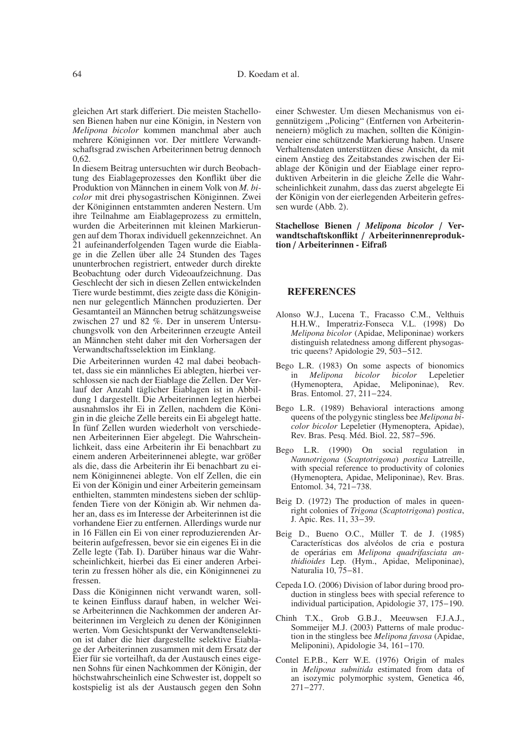gleichen Art stark differiert. Die meisten Stachellosen Bienen haben nur eine Königin, in Nestern von *Melipona bicolor* kommen manchmal aber auch mehrere Königinnen vor. Der mittlere Verwandtschaftsgrad zwischen Arbeiterinnen betrug dennoch 0,62.

In diesem Beitrag untersuchten wir durch Beobachtung des Eiablageprozesses den Konflikt über die Produktion von Männchen in einem Volk von *M. bicolor* mit drei physogastrischen Königinnen. Zwei der Königinnen entstammten anderen Nestern. Um ihre Teilnahme am Eiablageprozess zu ermitteln, wurden die Arbeiterinnen mit kleinen Markierungen auf dem Thorax individuell gekennzeichnet. An 21 aufeinanderfolgenden Tagen wurde die Eiablage in die Zellen über alle 24 Stunden des Tages ununterbrochen registriert, entweder durch direkte Beobachtung oder durch Videoaufzeichnung. Das Geschlecht der sich in diesen Zellen entwickelnden Tiere wurde bestimmt, dies zeigte dass die Königinnen nur gelegentlich Männchen produzierten. Der Gesamtanteil an Männchen betrug schätzungsweise zwischen 27 und 82 %. Der in unserem Untersuchungsvolk von den Arbeiterinnen erzeugte Anteil an Männchen steht daher mit den Vorhersagen der Verwandtschaftsselektion im Einklang.

Die Arbeiterinnen wurden 42 mal dabei beobachtet, dass sie ein männliches Ei ablegten, hierbei verschlossen sie nach der Eiablage die Zellen. Der Verlauf der Anzahl täglicher Eiablagen ist in Abbildung 1 dargestellt. Die Arbeiterinnen legten hierbei ausnahmslos ihr Ei in Zellen, nachdem die Königin in die gleiche Zelle bereits ein Ei abgelegt hatte. In fünf Zellen wurden wiederholt von verschiedenen Arbeiterinnen Eier abgelegt. Die Wahrscheinlichkeit, dass eine Arbeiterin ihr Ei benachbart zu einem anderen Arbeiterinnenei ablegte, war größer als die, dass die Arbeiterin ihr Ei benachbart zu einem Königinnenei ablegte. Von elf Zellen, die ein Ei von der Königin und einer Arbeiterin gemeinsam enthielten, stammten mindestens sieben der schlüpfenden Tiere von der Königin ab. Wir nehmen daher an, dass es im Interesse der Arbeiterinnen ist die vorhandene Eier zu entfernen. Allerdings wurde nur in 16 Fällen ein Ei von einer reproduzierenden Arbeiterin aufgefressen, bevor sie ein eigenes Ei in die Zelle legte (Tab. I). Darüber hinaus war die Wahrscheinlichkeit, hierbei das Ei einer anderen Arbeiterin zu fressen höher als die, ein Königinnenei zu fressen.

Dass die Königinnen nicht verwandt waren, sollte keinen Einfluss darauf haben, in welcher Weise Arbeiterinnen die Nachkommen der anderen Arbeiterinnen im Vergleich zu denen der Königinnen werten. Vom Gesichtspunkt der Verwandtenselektion ist daher die hier dargestellte selektive Eiablage der Arbeiterinnen zusammen mit dem Ersatz der Eier für sie vorteilhaft, da der Austausch eines eigenen Sohns für einen Nachkommen der Königin, der höchstwahrscheinlich eine Schwester ist, doppelt so kostspielig ist als der Austausch gegen den Sohn einer Schwester. Um diesen Mechanismus von eigennützigem „Policing" (Entfernen von Arbeiterinneneiern) möglich zu machen, sollten die Königinneneier eine schützende Markierung haben. Unsere Verhaltensdaten unterstützen diese Ansicht, da mit einem Anstieg des Zeitabstandes zwischen der Eiablage der Königin und der Eiablage einer reproduktiven Arbeiterin in die gleiche Zelle die Wahrscheinlichkeit zunahm, dass das zuerst abgelegte Ei der Königin von der eierlegenden Arbeiterin gefressen wurde (Abb. 2).

**Stachellose Bienen / *Melipona bicolor* / Verwandtschaftskonflikt / Arbeiterinnenreproduktion / Arbeiterinnen - Eifraß**

## REFERENCES

Alonso W.J., Lucena T., Fracasso C.M., Velthuis H.H.W., Imperatriz-Fonseca V.L. (1998) Do *Melipona bicolor* (Apidae, Meliponinae) workers distinguish relatedness among different physogastric queens? Apidologie 29, 503–512.

Bego L.R. (1983) On some aspects of bionomics in *Melipona bicolor bicolor* Lepeletier (Hymenoptera, Apidae, Meliponinae), Rev. Bras. Entomol. 27, 211–224.

Bego L.R. (1989) Behavioral interactions among queens of the polygynic stingless bee *Melipona bicolor bicolor* Lepeletier (Hymenoptera, Apidae), Rev. Bras. Pesq. Méd. Biol. 22, 587–596.

Bego L.R. (1990) On social regulation in *Nannotrigona* (*Scaptotrigona*) *postica* Latreille, with special reference to productivity of colonies (Hymenoptera, Apidae, Meliponinae), Rev. Bras. Entomol. 34, 721–738.

Beig D. (1972) The production of males in queenright colonies of *Trigona* (*Scaptotrigona*) *postica*, J. Apic. Res. 11, 33–39.

Beig D., Bueno O.C., Müller T. de J. (1985) Características dos alvéolos de cria e postura de operárias em *Melipona quadrifasciata anthidioides* Lep. (Hym., Apidae, Meliponinae), Naturalia 10, 75–81.

Cepeda I.O. (2006) Division of labor during brood production in stingless bees with special reference to individual participation, Apidologie 37, 175–190.

Chinh T.X., Grob G.B.J., Meeuwsen F.J.A.J., Sommeijer M.J. (2003) Patterns of male production in the stingless bee *Melipona favosa* (Apidae, Meliponini), Apidologie 34, 161–170.

Contel E.P.B., Kerr W.E. (1976) Origin of males in *Melipona subnitida* estimated from data of an isozymic polymorphic system, Genetica 46, 271–277.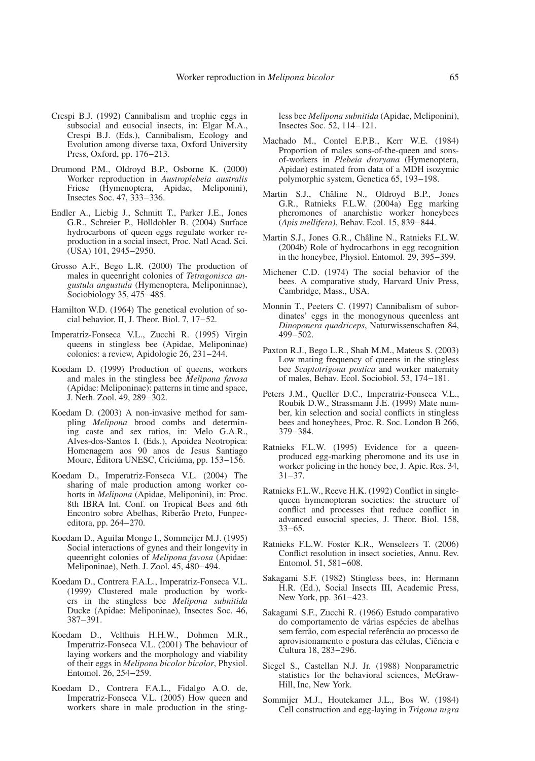Crespi B.J. (1992) Cannibalism and trophic eggs in subsocial and eusocial insects, in: Elgar M.A., Crespi B.J. (Eds.), Cannibalism, Ecology and Evolution among diverse taxa, Oxford University Press, Oxford, pp. 176–213.

Drumond P.M., Oldroyd B.P., Osborne K. (2000) Worker reproduction in *Austroplebeia australis* Friese (Hymenoptera, Apidae, Meliponini), Insectes Soc. 47, 333–336.

Endler A., Liebig J., Schmitt T., Parker J.E., Jones G.R., Schreier P., Hölldobler B. (2004) Surface hydrocarbons of queen eggs regulate worker reproduction in a social insect, Proc. Natl Acad. Sci. (USA) 101, 2945–2950.

Grosso A.F., Bego L.R. (2000) The production of males in queenright colonies of *Tetragonisca angustula angustula* (Hymenoptera, Meliponinnae), Sociobiology 35, 475–485.

Hamilton W.D. (1964) The genetical evolution of social behavior. II, J. Theor. Biol. 7, 17–52.

Imperatriz-Fonseca V.L., Zucchi R. (1995) Virgin queens in stingless bee (Apidae, Meliponinae) colonies: a review, Apidologie 26, 231–244.

Koedam D. (1999) Production of queens, workers and males in the stingless bee *Melipona favosa* (Apidae: Meliponinae): patterns in time and space, J. Neth. Zool. 49, 289–302.

Koedam D. (2003) A non-invasive method for sampling *Melipona* brood combs and determining caste and sex ratios, in: Melo G.A.R., Alves-dos-Santos I. (Eds.), Apoidea Neotropica: Homenagem aos 90 anos de Jesus Santiago Moure, Editora UNESC, Criciúma, pp. 153–156.

Koedam D., Imperatriz-Fonseca V.L. (2004) The sharing of male production among worker cohorts in *Melipona* (Apidae, Meliponini), in: Proc. 8th IBRA Int. Conf. on Tropical Bees and 6th Encontro sobre Abelhas, Riberão Preto, Funpec-editora, pp. 264–270.

Koedam D., Aguilar Monge I., Sommeijer M.J. (1995) Social interactions of gynes and their longevity in queenright colonies of *Melipona favosa* (Apidae: Meliponinae), Neth. J. Zool. 45, 480–494.

Koedam D., Contrera F.A.L., Imperatriz-Fonseca V.L. (1999) Clustered male production by workers in the stingless bee *Melipona subnitida* Ducke (Apidae: Meliponinae), Insectes Soc. 46, 387–391.

Koedam D., Velthuis H.H.W., Dohmen M.R., Imperatriz-Fonseca V.L. (2001) The behaviour of laying workers and the morphology and viability of their eggs in *Melipona bicolor bicolor*, Physiol. Entomol. 26, 254–259.

Koedam D., Contrera F.A.L., Fidalgo A.O. de, Imperatriz-Fonseca V.L. (2005) How queen and workers share in male production in the stingless bee *Melipona subnitida* (Apidae, Meliponini), Insectes Soc. 52, 114–121.

Machado M., Contel E.P.B., Kerr W.E. (1984) Proportion of males sons-of-the-queen and sons-of-workers in *Plebeia droryana* (Hymenoptera, Apidae) estimated from data of a MDH isozymic polymorphic system, Genetica 65, 193–198.

Martin S.J., Châline N., Oldroyd B.P., Jones G.R., Ratnieks F.L.W. (2004a) Egg marking pheromones of anarchistic worker honeybees (*Apis mellifera)*, Behav. Ecol. 15, 839–844.

Martin S.J., Jones G.R., Châline N., Ratnieks F.L.W. (2004b) Role of hydrocarbons in egg recognition in the honeybee, Physiol. Entomol. 29, 395–399.

Michener C.D. (1974) The social behavior of the bees. A comparative study, Harvard Univ Press, Cambridge, Mass., USA.

Monnin T., Peeters C. (1997) Cannibalism of subordinates' eggs in the monogynous queenless ant *Dinoponera quadriceps*, Naturwissenschaften 84, 499–502.

Paxton R.J., Bego L.R., Shah M.M., Mateus S. (2003) Low mating frequency of queens in the stingless bee *Scaptotrigona postica* and worker maternity of males, Behav. Ecol. Sociobiol. 53, 174–181.

Peters J.M., Queller D.C., Imperatriz-Fonseca V.L., Roubik D.W., Strassmann J.E. (1999) Mate number, kin selection and social conflicts in stingless bees and honeybees, Proc. R. Soc. London B 266, 379–384.

Ratnieks F.L.W. (1995) Evidence for a queen-produced egg-marking pheromone and its use in worker policing in the honey bee, J. Apic. Res. 34, 31–37.

Ratnieks F.L.W., Reeve H.K. (1992) Conflict in single-queen hymenopteran societies: the structure of conflict and processes that reduce conflict in advanced eusocial species, J. Theor. Biol. 158, 33–65.

Ratnieks F.L.W. Foster K.R., Wenseleers T. (2006) Conflict resolution in insect societies, Annu. Rev. Entomol. 51, 581–608.

Sakagami S.F. (1982) Stingless bees, in: Hermann H.R. (Ed.), Social Insects III, Academic Press, New York, pp. 361–423.

Sakagami S.F., Zucchi R. (1966) Estudo comparativo do comportamento de várias espécies de abelhas sem ferrão, com especial referência ao processo de aprovisionamento e postura das células, Ciência e Cultura 18, 283–296.

Siegel S., Castellan N.J. Jr. (1988) Nonparametric statistics for the behavioral sciences, McGraw-Hill, Inc, New York.

Sommijer M.J., Houtekamer J.L., Bos W. (1984) Cell construction and egg-laying in *Trigona nigra*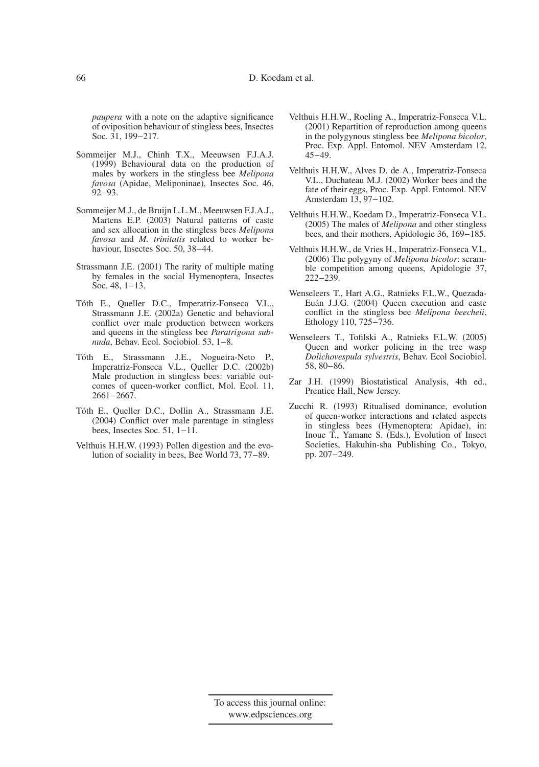*paupera* with a note on the adaptive significance of oviposition behaviour of stingless bees, Insectes Soc. 31, 199–217.

Sommeijer M.J., Chinh T.X., Meeuwsen F.J.A.J. (1999) Behavioural data on the production of males by workers in the stingless bee *Melipona favosa* (Apidae, Meliponinae), Insectes Soc. 46, 92–93.

Sommeijer M.J., de Bruijn L.L.M., Meeuwsen F.J.A.J., Martens E.P. (2003) Natural patterns of caste and sex allocation in the stingless bees *Melipona favosa* and *M. trinitatis* related to worker behaviour, Insectes Soc. 50, 38–44.

Strassmann J.E. (2001) The rarity of multiple mating by females in the social Hymenoptera, Insectes Soc. 48, 1–13.

Tóth E., Queller D.C., Imperatriz-Fonseca V.L., Strassmann J.E. (2002a) Genetic and behavioral conflict over male production between workers and queens in the stingless bee *Paratrigona subnuda*, Behav. Ecol. Sociobiol. 53, 1–8.

Tóth E., Strassmann J.E., Nogueira-Neto P., Imperatriz-Fonseca V.L., Queller D.C. (2002b) Male production in stingless bees: variable outcomes of queen-worker conflict, Mol. Ecol. 11, 2661–2667.

Tóth E., Queller D.C., Dollin A., Strassmann J.E. (2004) Conflict over male parentage in stingless bees, Insectes Soc. 51, 1–11.

Velthuis H.H.W. (1993) Pollen digestion and the evolution of sociality in bees, Bee World 73, 77–89.

Velthuis H.H.W., Roeling A., Imperatriz-Fonseca V.L. (2001) Repartition of reproduction among queens in the polygynous stingless bee *Melipona bicolor*, Proc. Exp. Appl. Entomol. NEV Amsterdam 12, 45–49.

Velthuis H.H.W., Alves D. de A., Imperatriz-Fonseca V.L., Duchateau M.J. (2002) Worker bees and the fate of their eggs, Proc. Exp. Appl. Entomol. NEV Amsterdam 13, 97–102.

Velthuis H.H.W., Koedam D., Imperatriz-Fonseca V.L. (2005) The males of *Melipona* and other stingless bees, and their mothers, Apidologie 36, 169–185.

Velthuis H.H.W., de Vries H., Imperatriz-Fonseca V.L. (2006) The polygyny of *Melipona bicolor*: scramble competition among queens, Apidologie 37, 222–239.

Wenseleers T., Hart A.G., Ratnieks F.L.W., Quezada-Euán J.J.G. (2004) Queen execution and caste conflict in the stingless bee *Melipona beecheii*, Ethology 110, 725–736.

Wenseleers T., Tofilski A., Ratnieks F.L.W. (2005) Queen and worker policing in the tree wasp *Dolichovespula sylvestris*, Behav. Ecol Sociobiol. 58, 80–86.

Zar J.H. (1999) Biostatistical Analysis, 4th ed., Prentice Hall, New Jersey.

Zucchi R. (1993) Ritualised dominance, evolution of queen-worker interactions and related aspects in stingless bees (Hymenoptera: Apidae), in: Inoue T., Yamane S. (Eds.), Evolution of Insect Societies, Hakuhin-sha Publishing Co., Tokyo, pp. 207–249.

To access this journal online:
www.edpsciences.org